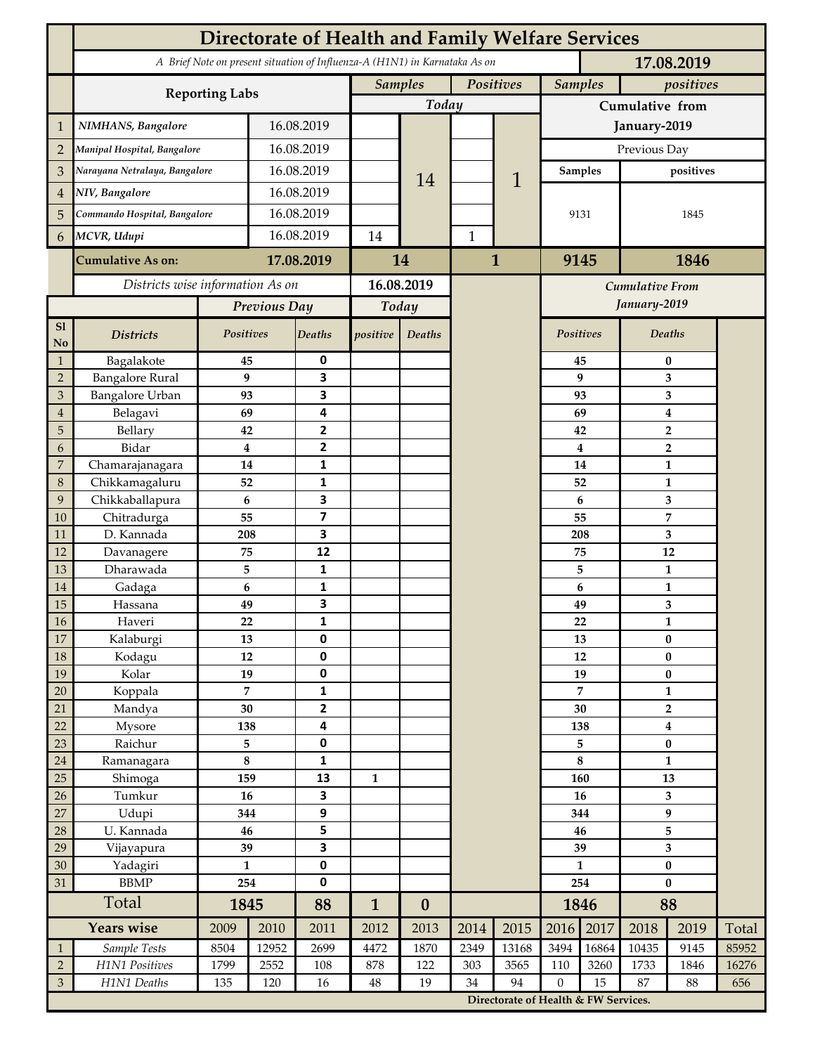# Directorate of Health and Family Welfare Services

*A Brief Note on present situation of Influenza-A (H1N1) in Karnataka As on* **17.08.2019**

| | Reporting Labs | | Samples Today | | Positives Today | | Samples Cumulative from January-2019 (Previous Day) | positives Cumulative from January-2019 (Previous Day) |
|---|---|---|---|---|---|---|---|---|
| 1 | *NIMHANS, Bangalore* | 16.08.2019 | | 14 | | 1 | 9131 | 1845 |
| 2 | *Manipal Hospital, Bangalore* | 16.08.2019 | | | | | | |
| 3 | *Narayana Netralaya, Bangalore* | 16.08.2019 | | | | | | |
| 4 | *NIV, Bangalore* | 16.08.2019 | | | | | | |
| 5 | *Commando Hospital, Bangalore* | 16.08.2019 | | | | | | |
| 6 | *MCVR, Udupi* | 16.08.2019 | 14 | | 1 | | | |
| | **Cumulative As on:** | **17.08.2019** | **14** | | **1** | | **9145** | **1846** |

*Districts wise information As on* **16.08.2019**

| Sl No | Districts | Previous Day Positives | Previous Day Deaths | Today positive | Today Deaths | Cumulative From January-2019 Positives | Cumulative From January-2019 Deaths |
|---|---|---|---|---|---|---|---|
| 1 | Bagalakote | 45 | 0 | | | 45 | 0 |
| 2 | Bangalore Rural | 9 | 3 | | | 9 | 3 |
| 3 | Bangalore Urban | 93 | 3 | | | 93 | 3 |
| 4 | Belagavi | 69 | 4 | | | 69 | 4 |
| 5 | Bellary | 42 | 2 | | | 42 | 2 |
| 6 | Bidar | 4 | 2 | | | 4 | 2 |
| 7 | Chamarajanagara | 14 | 1 | | | 14 | 1 |
| 8 | Chikkamagaluru | 52 | 1 | | | 52 | 1 |
| 9 | Chikkaballapura | 6 | 3 | | | 6 | 3 |
| 10 | Chitradurga | 55 | 7 | | | 55 | 7 |
| 11 | D. Kannada | 208 | 3 | | | 208 | 3 |
| 12 | Davanagere | 75 | 12 | | | 75 | 12 |
| 13 | Dharawada | 5 | 1 | | | 5 | 1 |
| 14 | Gadaga | 6 | 1 | | | 6 | 1 |
| 15 | Hassana | 49 | 3 | | | 49 | 3 |
| 16 | Haveri | 22 | 1 | | | 22 | 1 |
| 17 | Kalaburgi | 13 | 0 | | | 13 | 0 |
| 18 | Kodagu | 12 | 0 | | | 12 | 0 |
| 19 | Kolar | 19 | 0 | | | 19 | 0 |
| 20 | Koppala | 7 | 1 | | | 7 | 1 |
| 21 | Mandya | 30 | 2 | | | 30 | 2 |
| 22 | Mysore | 138 | 4 | | | 138 | 4 |
| 23 | Raichur | 5 | 0 | | | 5 | 0 |
| 24 | Ramanagara | 8 | 1 | | | 8 | 1 |
| 25 | Shimoga | 159 | 13 | 1 | | 160 | 13 |
| 26 | Tumkur | 16 | 3 | | | 16 | 3 |
| 27 | Udupi | 344 | 9 | | | 344 | 9 |
| 28 | U. Kannada | 46 | 5 | | | 46 | 5 |
| 29 | Vijayapura | 39 | 3 | | | 39 | 3 |
| 30 | Yadagiri | 1 | 0 | | | 1 | 0 |
| 31 | BBMP | 254 | 0 | | | 254 | 0 |
| | **Total** | **1845** | **88** | **1** | **0** | **1846** | **88** |

| | Years wise | 2009 | 2010 | 2011 | 2012 | 2013 | 2014 | 2015 | 2016 | 2017 | 2018 | 2019 | Total |
|---|---|---|---|---|---|---|---|---|---|---|---|---|---|
| 1 | *Sample Tests* | 8504 | 12952 | 2699 | 4472 | 1870 | 2349 | 13168 | 3494 | 16864 | 10435 | 9145 | 85952 |
| 2 | *H1N1 Positives* | 1799 | 2552 | 108 | 878 | 122 | 303 | 3565 | 110 | 3260 | 1733 | 1846 | 16276 |
| 3 | *H1N1 Deaths* | 135 | 120 | 16 | 48 | 19 | 34 | 94 | 0 | 15 | 87 | 88 | 656 |

**Directorate of Health & FW Services.**